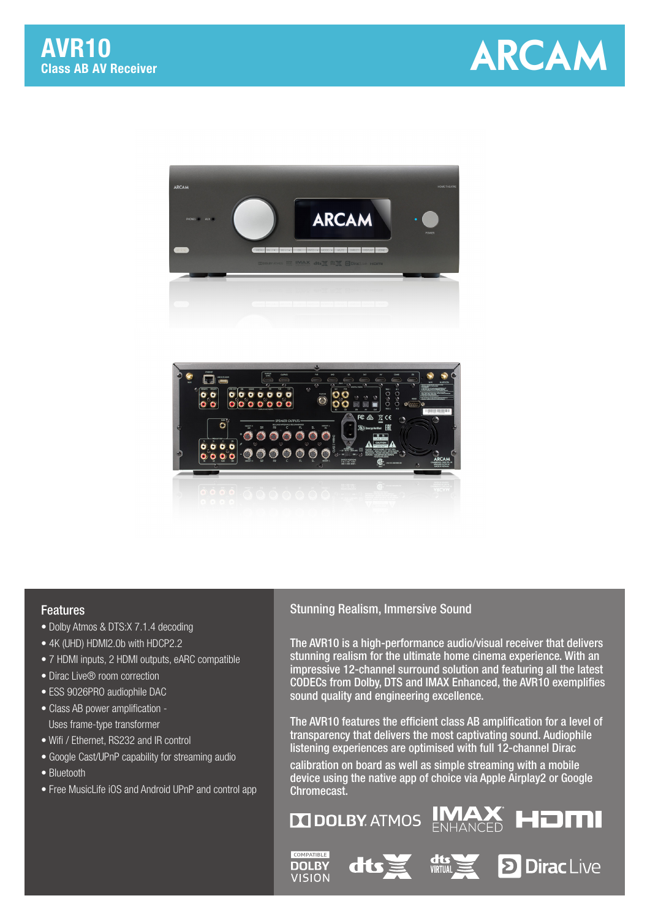# AVR10

## Class AB AV Receiver

ARCAM

## Features

- Dolby Atmos & DTS:X 7.1.4 decoding
- 4K (UHD) HDMI2.0b with HDCP2.2
- 7 HDMI inputs, 2 HDMI outputs, eARC compatible
- Dirac Live® room correction
- ESS 9026PRO audiophile DAC
- Class AB power amplification - Uses frame-type transformer
- Wifi / Ethernet, RS232 and IR control
- Google Cast/UPnP capability for streaming audio
- Bluetooth
- Free MusicLife iOS and Android UPnP and control app

## Stunning Realism, Immersive Sound

The AVR10 is a high-performance audio/visual receiver that delivers stunning realism for the ultimate home cinema experience. With an impressive 12-channel surround solution and featuring all the latest CODECs from Dolby, DTS and IMAX Enhanced, the AVR10 exemplifies sound quality and engineering excellence.

The AVR10 features the efficient class AB amplification for a level of transparency that delivers the most captivating sound. Audiophile listening experiences are optimised with full 12-channel Dirac calibration on board as well as simple streaming with a mobile device using the native app of choice via Apple Airplay2 or Google Chromecast.

DOLBY ATMOS | IMAX ENHANCED | HDMI | COMPATIBLE DOLBY VISION | dts:X | dts VIRTUAL:X | Dirac Live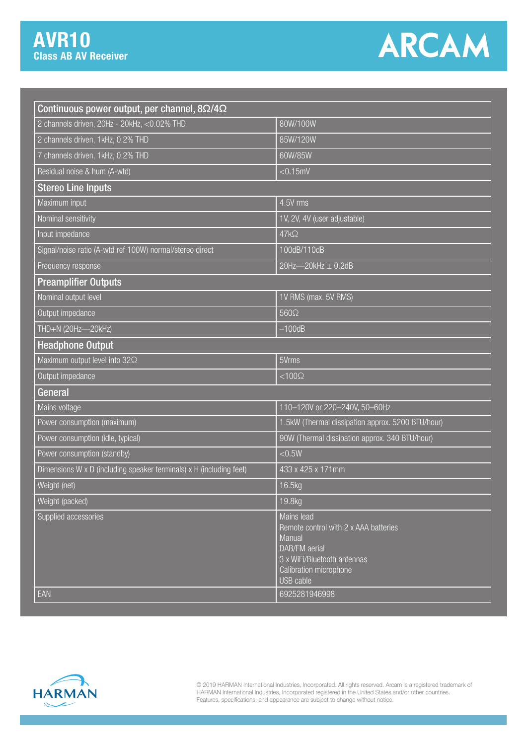# AVR10

## Class AB AV Receiver

ARCAM

| | |
|---|---|
| **Continuous power output, per channel, 8Ω/4Ω** | |
| 2 channels driven, 20Hz - 20kHz, <0.02% THD | 80W/100W |
| 2 channels driven, 1kHz, 0.2% THD | 85W/120W |
| 7 channels driven, 1kHz, 0.2% THD | 60W/85W |
| Residual noise & hum (A-wtd) | <0.15mV |
| **Stereo Line Inputs** | |
| Maximum input | 4.5V rms |
| Nominal sensitivity | 1V, 2V, 4V (user adjustable) |
| Input impedance | 47kΩ |
| Signal/noise ratio (A-wtd ref 100W) normal/stereo direct | 100dB/110dB |
| Frequency response | 20Hz—20kHz ± 0.2dB |
| **Preamplifier Outputs** | |
| Nominal output level | 1V RMS (max. 5V RMS) |
| Output impedance | 560Ω |
| THD+N (20Hz—20kHz) | –100dB |
| **Headphone Output** | |
| Maximum output level into 32Ω | 5Vrms |
| Output impedance | <100Ω |
| **General** | |
| Mains voltage | 110–120V or 220–240V, 50–60Hz |
| Power consumption (maximum) | 1.5kW (Thermal dissipation approx. 5200 BTU/hour) |
| Power consumption (idle, typical) | 90W (Thermal dissipation approx. 340 BTU/hour) |
| Power consumption (standby) | <0.5W |
| Dimensions W x D (including speaker terminals) x H (including feet) | 433 x 425 x 171mm |
| Weight (net) | 16.5kg |
| Weight (packed) | 19.8kg |
| Supplied accessories | Mains lead<br>Remote control with 2 x AAA batteries<br>Manual<br>DAB/FM aerial<br>3 x WiFi/Bluetooth antennas<br>Calibration microphone<br>USB cable |
| EAN | 6925281946998 |

HARMAN

© 2019 HARMAN International Industries, Incorporated. All rights reserved. Arcam is a registered trademark of HARMAN International Industries, Incorporated registered in the United States and/or other countries. Features, specifications, and appearance are subject to change without notice.